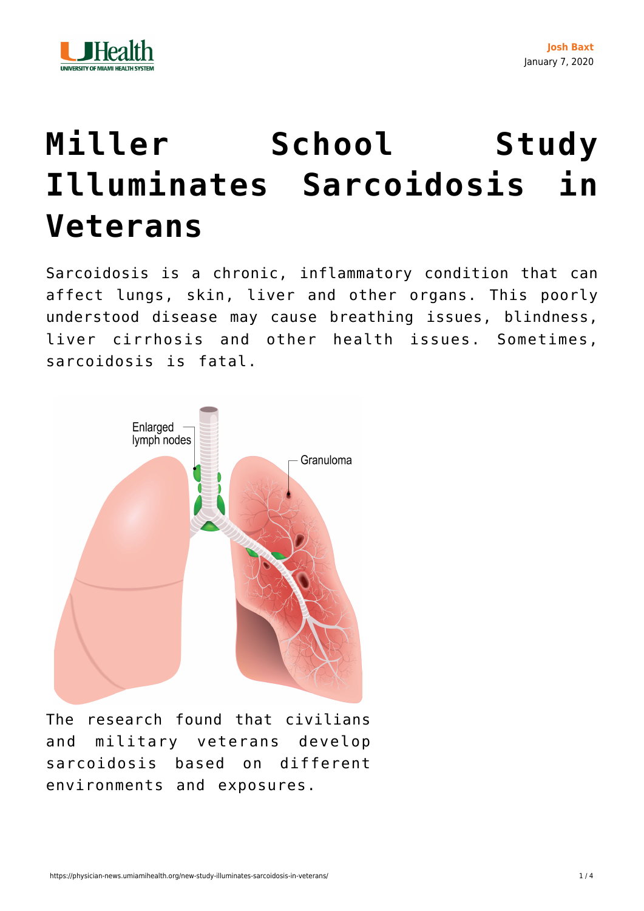Josh Baxt
January 7, 2020

# Miller School Study Illuminates Sarcoidosis in Veterans

Sarcoidosis is a chronic, inflammatory condition that can affect lungs, skin, liver and other organs. This poorly understood disease may cause breathing issues, blindness, liver cirrhosis and other health issues. Sometimes, sarcoidosis is fatal.

The research found that civilians and military veterans develop sarcoidosis based on different environments and exposures.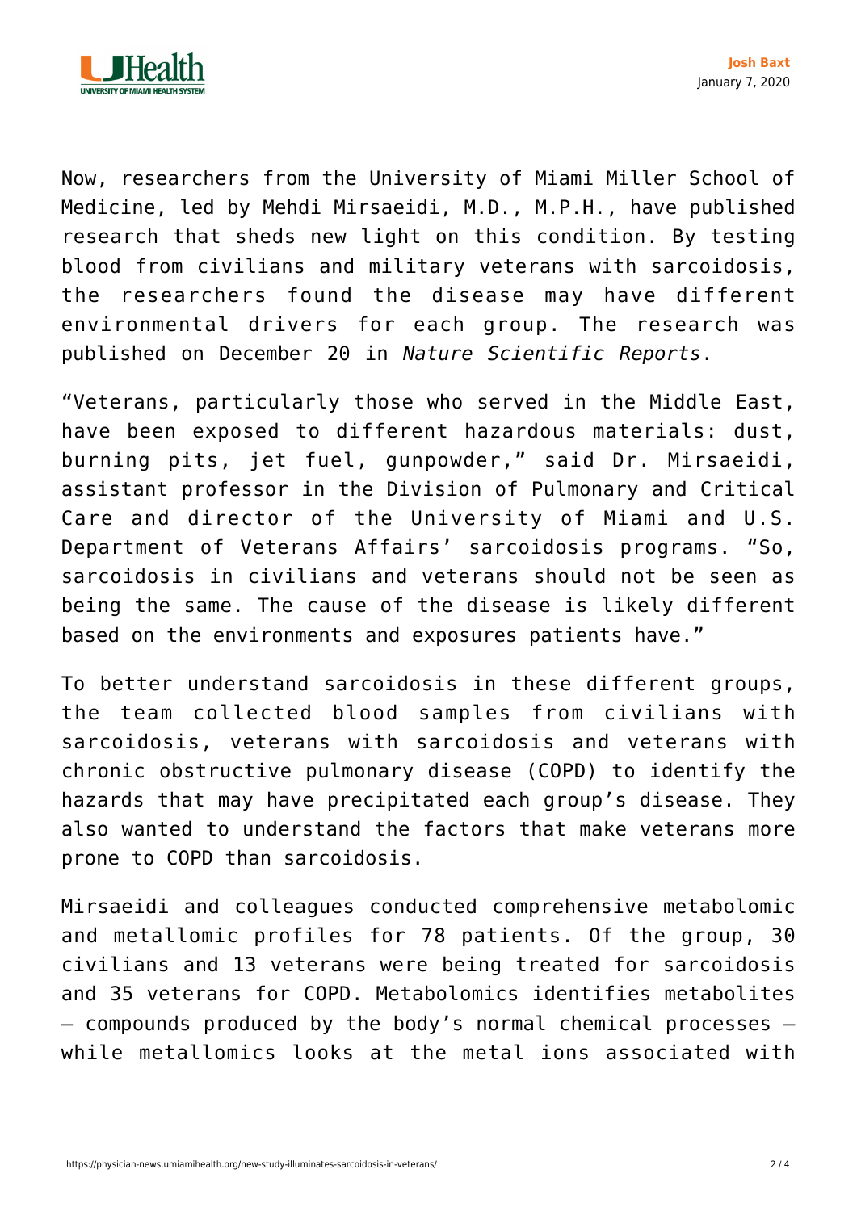Now, researchers from the University of Miami Miller School of Medicine, led by Mehdi Mirsaeidi, M.D., M.P.H., have published research that sheds new light on this condition. By testing blood from civilians and military veterans with sarcoidosis, the researchers found the disease may have different environmental drivers for each group. The research was published on December 20 in *Nature Scientific Reports*.

"Veterans, particularly those who served in the Middle East, have been exposed to different hazardous materials: dust, burning pits, jet fuel, gunpowder," said Dr. Mirsaeidi, assistant professor in the Division of Pulmonary and Critical Care and director of the University of Miami and U.S. Department of Veterans Affairs' sarcoidosis programs. "So, sarcoidosis in civilians and veterans should not be seen as being the same. The cause of the disease is likely different based on the environments and exposures patients have."

To better understand sarcoidosis in these different groups, the team collected blood samples from civilians with sarcoidosis, veterans with sarcoidosis and veterans with chronic obstructive pulmonary disease (COPD) to identify the hazards that may have precipitated each group's disease. They also wanted to understand the factors that make veterans more prone to COPD than sarcoidosis.

Mirsaeidi and colleagues conducted comprehensive metabolomic and metallomic profiles for 78 patients. Of the group, 30 civilians and 13 veterans were being treated for sarcoidosis and 35 veterans for COPD. Metabolomics identifies metabolites – compounds produced by the body's normal chemical processes – while metallomics looks at the metal ions associated with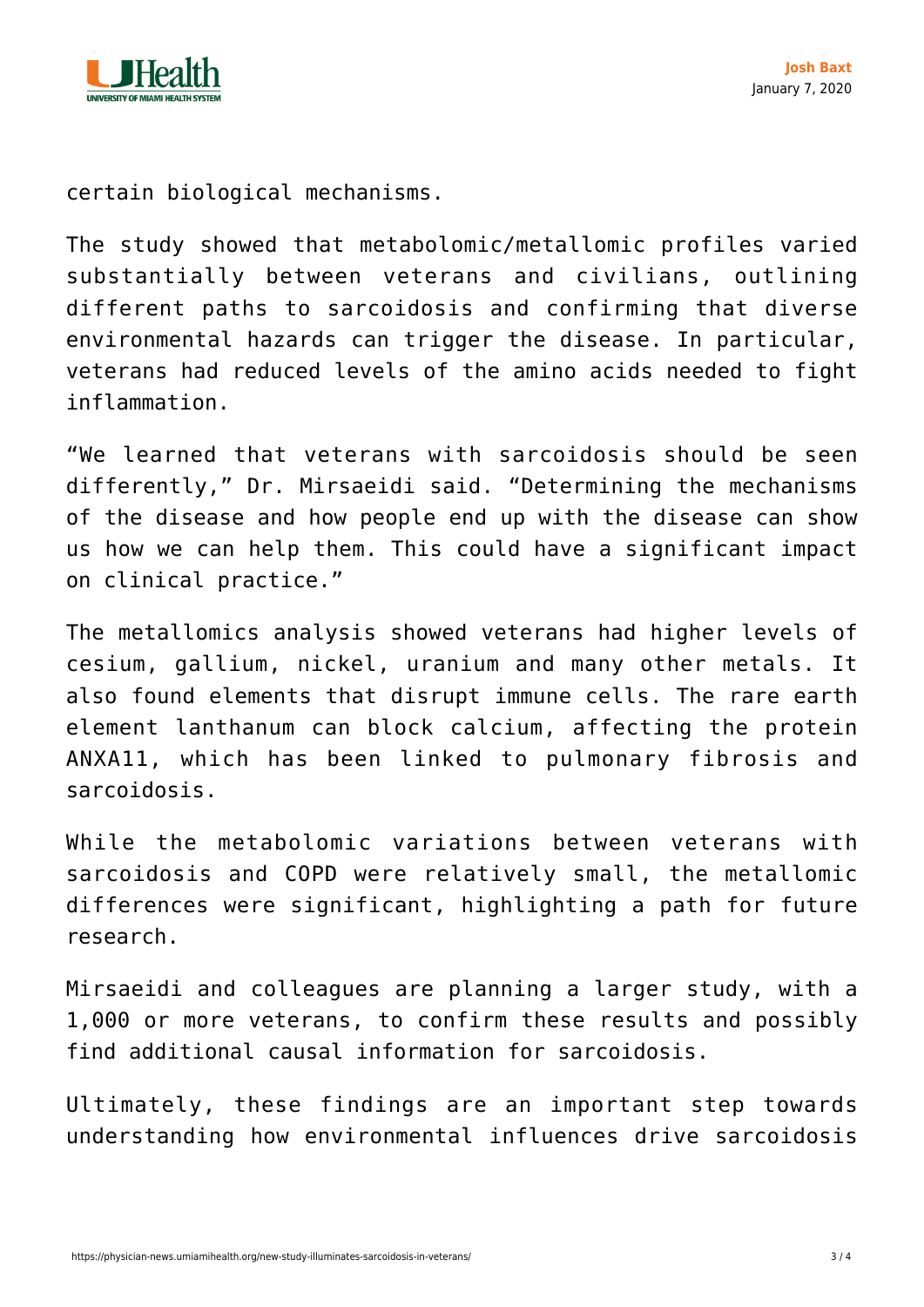certain biological mechanisms.

The study showed that metabolomic/metallomic profiles varied substantially between veterans and civilians, outlining different paths to sarcoidosis and confirming that diverse environmental hazards can trigger the disease. In particular, veterans had reduced levels of the amino acids needed to fight inflammation.

“We learned that veterans with sarcoidosis should be seen differently,” Dr. Mirsaeidi said. “Determining the mechanisms of the disease and how people end up with the disease can show us how we can help them. This could have a significant impact on clinical practice.”

The metallomics analysis showed veterans had higher levels of cesium, gallium, nickel, uranium and many other metals. It also found elements that disrupt immune cells. The rare earth element lanthanum can block calcium, affecting the protein ANXA11, which has been linked to pulmonary fibrosis and sarcoidosis.

While the metabolomic variations between veterans with sarcoidosis and COPD were relatively small, the metallomic differences were significant, highlighting a path for future research.

Mirsaeidi and colleagues are planning a larger study, with a 1,000 or more veterans, to confirm these results and possibly find additional causal information for sarcoidosis.

Ultimately, these findings are an important step towards understanding how environmental influences drive sarcoidosis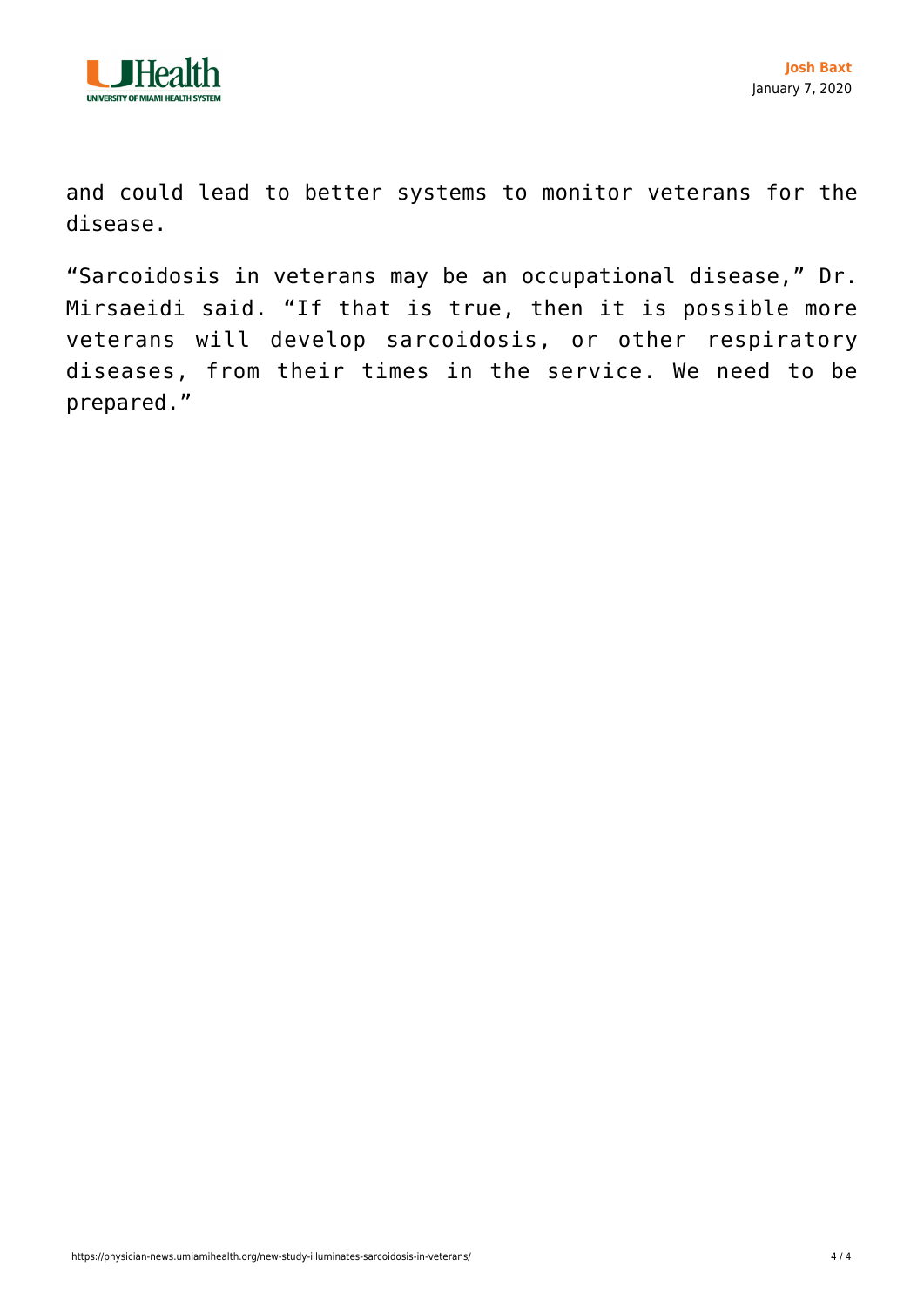and could lead to better systems to monitor veterans for the disease.

"Sarcoidosis in veterans may be an occupational disease," Dr. Mirsaeidi said. "If that is true, then it is possible more veterans will develop sarcoidosis, or other respiratory diseases, from their times in the service. We need to be prepared."